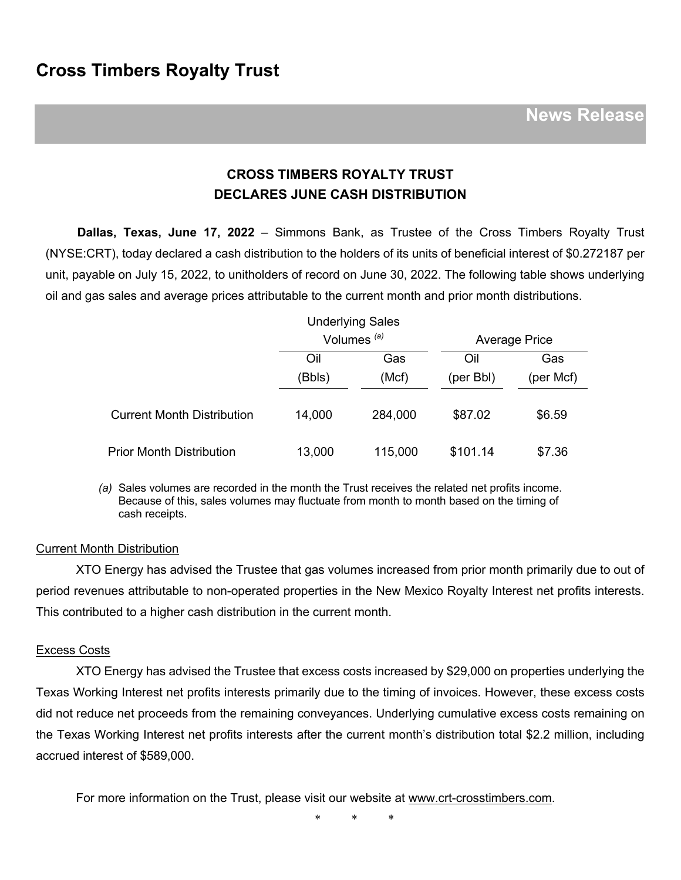# Cross Timbers Royalty Trust

**News Release**

## CROSS TIMBERS ROYALTY TRUST
## DECLARES JUNE CASH DISTRIBUTION

**Dallas, Texas, June 17, 2022** – Simmons Bank, as Trustee of the Cross Timbers Royalty Trust (NYSE:CRT), today declared a cash distribution to the holders of its units of beneficial interest of $0.272187 per unit, payable on July 15, 2022, to unitholders of record on June 30, 2022. The following table shows underlying oil and gas sales and average prices attributable to the current month and prior month distributions.

| | Underlying Sales Volumes [(a)] | | Average Price | |
|---|---|---|---|---|
| | Oil (Bbls) | Gas (Mcf) | Oil (per Bbl) | Gas (per Mcf) |
| Current Month Distribution | 14,000 | 284,000 | $87.02 | $6.59 |
| Prior Month Distribution | 13,000 | 115,000 | $101.14 | $7.36 |

*(a)* Sales volumes are recorded in the month the Trust receives the related net profits income. Because of this, sales volumes may fluctuate from month to month based on the timing of cash receipts.

Current Month Distribution

XTO Energy has advised the Trustee that gas volumes increased from prior month primarily due to out of period revenues attributable to non-operated properties in the New Mexico Royalty Interest net profits interests. This contributed to a higher cash distribution in the current month.

Excess Costs

XTO Energy has advised the Trustee that excess costs increased by $29,000 on properties underlying the Texas Working Interest net profits interests primarily due to the timing of invoices. However, these excess costs did not reduce net proceeds from the remaining conveyances. Underlying cumulative excess costs remaining on the Texas Working Interest net profits interests after the current month's distribution total $2.2 million, including accrued interest of $589,000.

For more information on the Trust, please visit our website at www.crt-crosstimbers.com.

\* \* \*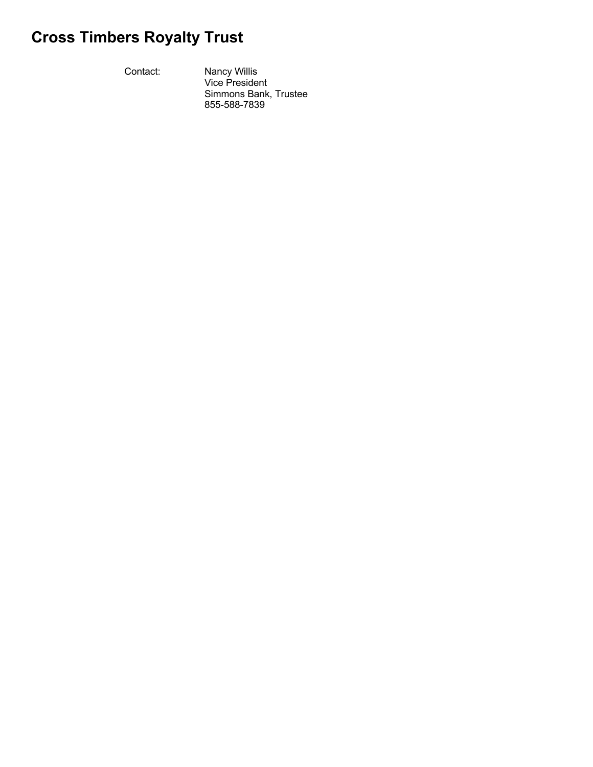# Cross Timbers Royalty Trust

| | |
|---|---|
| Contact: | Nancy Willis<br>Vice President<br>Simmons Bank, Trustee<br>855-588-7839 |